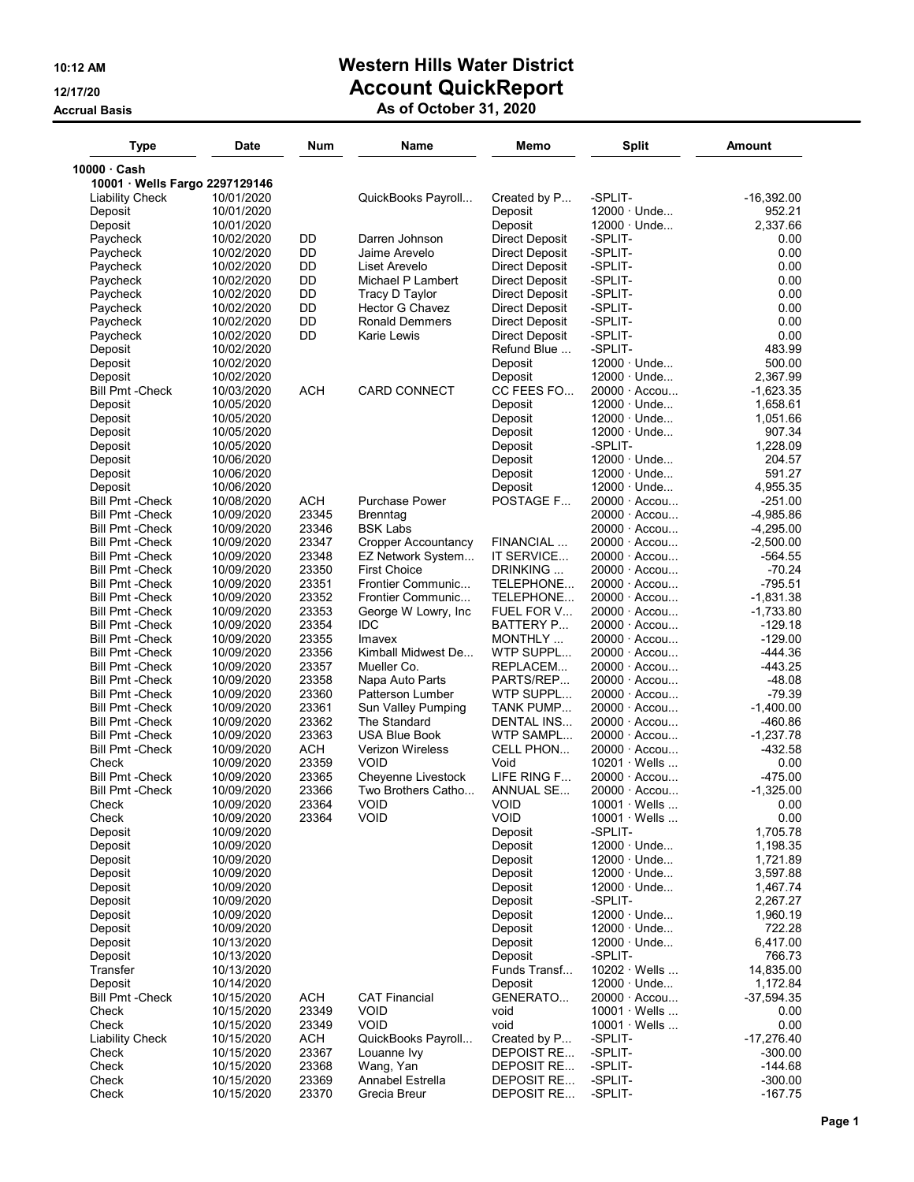# Western Hills Water District
## Account QuickReport
### As of October 31, 2020

10:12 AM
12/17/20
Accrual Basis

| Type | Date | Num | Name | Memo | Split | Amount |
|---|---|---|---|---|---|---|
| **10000 · Cash** | | | | | | |
| **10001 · Wells Fargo 2297129146** | | | | | | |
| Liability Check | 10/01/2020 | | QuickBooks Payroll... | Created by P... | -SPLIT- | -16,392.00 |
| Deposit | 10/01/2020 | | | Deposit | 12000 · Unde... | 952.21 |
| Deposit | 10/01/2020 | | | Deposit | 12000 · Unde... | 2,337.66 |
| Paycheck | 10/02/2020 | DD | Darren Johnson | Direct Deposit | -SPLIT- | 0.00 |
| Paycheck | 10/02/2020 | DD | Jaime Arevelo | Direct Deposit | -SPLIT- | 0.00 |
| Paycheck | 10/02/2020 | DD | Liset Arevelo | Direct Deposit | -SPLIT- | 0.00 |
| Paycheck | 10/02/2020 | DD | Michael P Lambert | Direct Deposit | -SPLIT- | 0.00 |
| Paycheck | 10/02/2020 | DD | Tracy D Taylor | Direct Deposit | -SPLIT- | 0.00 |
| Paycheck | 10/02/2020 | DD | Hector G Chavez | Direct Deposit | -SPLIT- | 0.00 |
| Paycheck | 10/02/2020 | DD | Ronald Demmers | Direct Deposit | -SPLIT- | 0.00 |
| Paycheck | 10/02/2020 | DD | Karie Lewis | Direct Deposit | -SPLIT- | 0.00 |
| Deposit | 10/02/2020 | | | Refund Blue ... | -SPLIT- | 483.99 |
| Deposit | 10/02/2020 | | | Deposit | 12000 · Unde... | 500.00 |
| Deposit | 10/02/2020 | | | Deposit | 12000 · Unde... | 2,367.99 |
| Bill Pmt -Check | 10/03/2020 | ACH | CARD CONNECT | CC FEES FO... | 20000 · Accou... | -1,623.35 |
| Deposit | 10/05/2020 | | | Deposit | 12000 · Unde... | 1,658.61 |
| Deposit | 10/05/2020 | | | Deposit | 12000 · Unde... | 1,051.66 |
| Deposit | 10/05/2020 | | | Deposit | 12000 · Unde... | 907.34 |
| Deposit | 10/05/2020 | | | Deposit | -SPLIT- | 1,228.09 |
| Deposit | 10/06/2020 | | | Deposit | 12000 · Unde... | 204.57 |
| Deposit | 10/06/2020 | | | Deposit | 12000 · Unde... | 591.27 |
| Deposit | 10/06/2020 | | | Deposit | 12000 · Unde... | 4,955.35 |
| Bill Pmt -Check | 10/08/2020 | ACH | Purchase Power | POSTAGE F... | 20000 · Accou... | -251.00 |
| Bill Pmt -Check | 10/09/2020 | 23345 | Brenntag | | 20000 · Accou... | -4,985.86 |
| Bill Pmt -Check | 10/09/2020 | 23346 | BSK Labs | | 20000 · Accou... | -4,295.00 |
| Bill Pmt -Check | 10/09/2020 | 23347 | Cropper Accountancy | FINANCIAL ... | 20000 · Accou... | -2,500.00 |
| Bill Pmt -Check | 10/09/2020 | 23348 | EZ Network System... | IT SERVICE... | 20000 · Accou... | -564.55 |
| Bill Pmt -Check | 10/09/2020 | 23350 | First Choice | DRINKING ... | 20000 · Accou... | -70.24 |
| Bill Pmt -Check | 10/09/2020 | 23351 | Frontier Communic... | TELEPHONE... | 20000 · Accou... | -795.51 |
| Bill Pmt -Check | 10/09/2020 | 23352 | Frontier Communic... | TELEPHONE... | 20000 · Accou... | -1,831.38 |
| Bill Pmt -Check | 10/09/2020 | 23353 | George W Lowry, Inc | FUEL FOR V... | 20000 · Accou... | -1,733.80 |
| Bill Pmt -Check | 10/09/2020 | 23354 | IDC | BATTERY P... | 20000 · Accou... | -129.18 |
| Bill Pmt -Check | 10/09/2020 | 23355 | Imavex | MONTHLY ... | 20000 · Accou... | -129.00 |
| Bill Pmt -Check | 10/09/2020 | 23356 | Kimball Midwest De... | WTP SUPPL... | 20000 · Accou... | -444.36 |
| Bill Pmt -Check | 10/09/2020 | 23357 | Mueller Co. | REPLACEM... | 20000 · Accou... | -443.25 |
| Bill Pmt -Check | 10/09/2020 | 23358 | Napa Auto Parts | PARTS/REP... | 20000 · Accou... | -48.08 |
| Bill Pmt -Check | 10/09/2020 | 23360 | Patterson Lumber | WTP SUPPL... | 20000 · Accou... | -79.39 |
| Bill Pmt -Check | 10/09/2020 | 23361 | Sun Valley Pumping | TANK PUMP... | 20000 · Accou... | -1,400.00 |
| Bill Pmt -Check | 10/09/2020 | 23362 | The Standard | DENTAL INS... | 20000 · Accou... | -460.86 |
| Bill Pmt -Check | 10/09/2020 | 23363 | USA Blue Book | WTP SAMPL... | 20000 · Accou... | -1,237.78 |
| Bill Pmt -Check | 10/09/2020 | ACH | Verizon Wireless | CELL PHON... | 20000 · Accou... | -432.58 |
| Check | 10/09/2020 | 23359 | VOID | Void | 10201 · Wells ... | 0.00 |
| Bill Pmt -Check | 10/09/2020 | 23365 | Cheyenne Livestock | LIFE RING F... | 20000 · Accou... | -475.00 |
| Bill Pmt -Check | 10/09/2020 | 23366 | Two Brothers Catho... | ANNUAL SE... | 20000 · Accou... | -1,325.00 |
| Check | 10/09/2020 | 23364 | VOID | VOID | 10001 · Wells ... | 0.00 |
| Check | 10/09/2020 | 23364 | VOID | VOID | 10001 · Wells ... | 0.00 |
| Deposit | 10/09/2020 | | | Deposit | -SPLIT- | 1,705.78 |
| Deposit | 10/09/2020 | | | Deposit | 12000 · Unde... | 1,198.35 |
| Deposit | 10/09/2020 | | | Deposit | 12000 · Unde... | 1,721.89 |
| Deposit | 10/09/2020 | | | Deposit | 12000 · Unde... | 3,597.88 |
| Deposit | 10/09/2020 | | | Deposit | 12000 · Unde... | 1,467.74 |
| Deposit | 10/09/2020 | | | Deposit | -SPLIT- | 2,267.27 |
| Deposit | 10/09/2020 | | | Deposit | 12000 · Unde... | 1,960.19 |
| Deposit | 10/09/2020 | | | Deposit | 12000 · Unde... | 722.28 |
| Deposit | 10/13/2020 | | | Deposit | 12000 · Unde... | 6,417.00 |
| Deposit | 10/13/2020 | | | Deposit | -SPLIT- | 766.73 |
| Transfer | 10/13/2020 | | | Funds Transf... | 10202 · Wells ... | 14,835.00 |
| Deposit | 10/14/2020 | | | Deposit | 12000 · Unde... | 1,172.84 |
| Bill Pmt -Check | 10/15/2020 | ACH | CAT Financial | GENERATO... | 20000 · Accou... | -37,594.35 |
| Check | 10/15/2020 | 23349 | VOID | void | 10001 · Wells ... | 0.00 |
| Check | 10/15/2020 | 23349 | VOID | void | 10001 · Wells ... | 0.00 |
| Liability Check | 10/15/2020 | ACH | QuickBooks Payroll... | Created by P... | -SPLIT- | -17,276.40 |
| Check | 10/15/2020 | 23367 | Louanne Ivy | DEPOIST RE... | -SPLIT- | -300.00 |
| Check | 10/15/2020 | 23368 | Wang, Yan | DEPOSIT RE... | -SPLIT- | -144.68 |
| Check | 10/15/2020 | 23369 | Annabel Estrella | DEPOSIT RE... | -SPLIT- | -300.00 |
| Check | 10/15/2020 | 23370 | Grecia Breur | DEPOSIT RE... | -SPLIT- | -167.75 |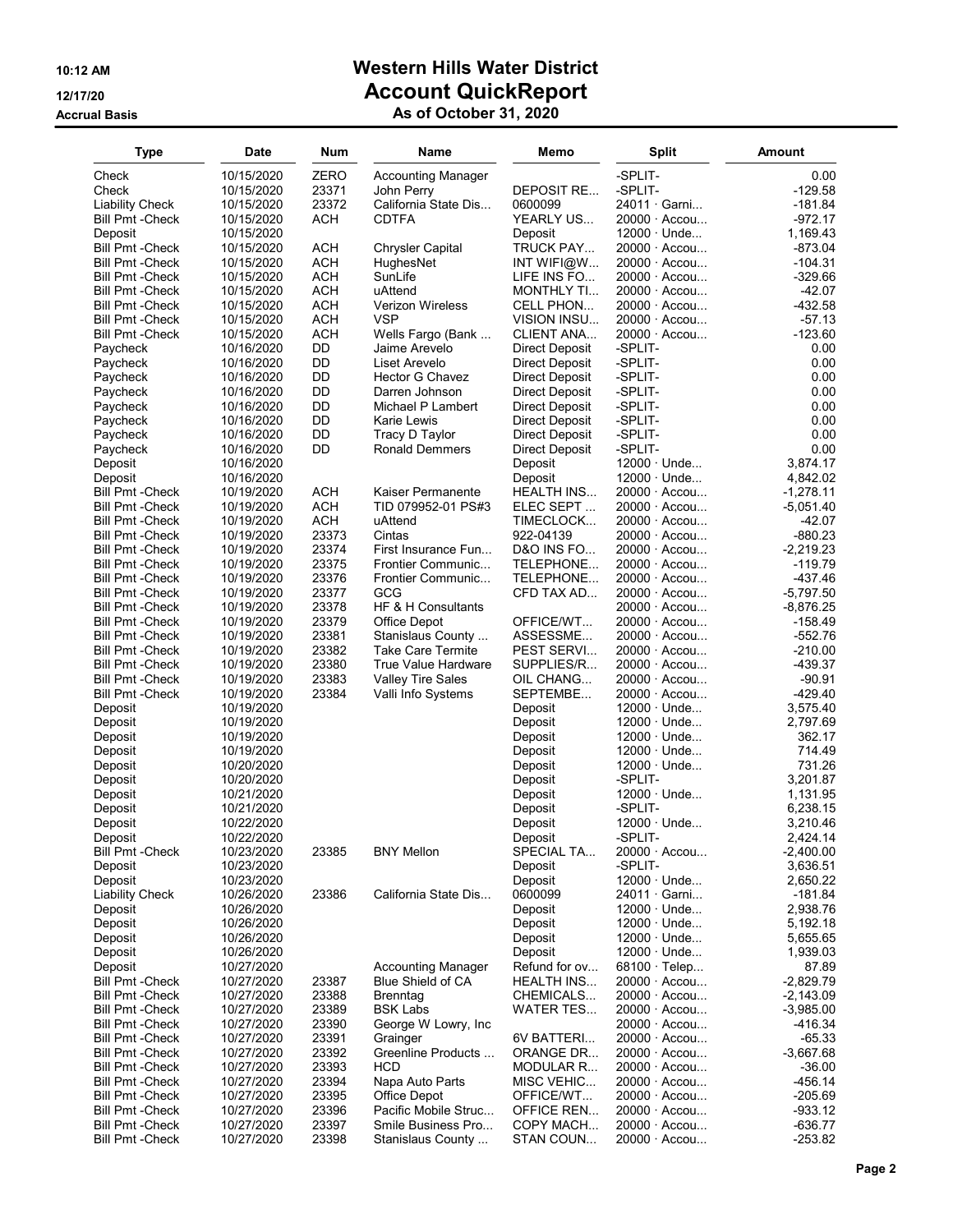# Western Hills Water District

## Account QuickReport

### As of October 31, 2020

10:12 AM
12/17/20
Accrual Basis

| Type | Date | Num | Name | Memo | Split | Amount |
|---|---|---|---|---|---|---|
| Check | 10/15/2020 | ZERO | Accounting Manager | | -SPLIT- | 0.00 |
| Check | 10/15/2020 | 23371 | John Perry | DEPOSIT RE... | -SPLIT- | -129.58 |
| Liability Check | 10/15/2020 | 23372 | California State Dis... | 0600099 | 24011 · Garni... | -181.84 |
| Bill Pmt -Check | 10/15/2020 | ACH | CDTFA | YEARLY US... | 20000 · Accou... | -972.17 |
| Deposit | 10/15/2020 | | | Deposit | 12000 · Unde... | 1,169.43 |
| Bill Pmt -Check | 10/15/2020 | ACH | Chrysler Capital | TRUCK PAY... | 20000 · Accou... | -873.04 |
| Bill Pmt -Check | 10/15/2020 | ACH | HughesNet | INT WIFI@W... | 20000 · Accou... | -104.31 |
| Bill Pmt -Check | 10/15/2020 | ACH | SunLife | LIFE INS FO... | 20000 · Accou... | -329.66 |
| Bill Pmt -Check | 10/15/2020 | ACH | uAttend | MONTHLY TI... | 20000 · Accou... | -42.07 |
| Bill Pmt -Check | 10/15/2020 | ACH | Verizon Wireless | CELL PHON... | 20000 · Accou... | -432.58 |
| Bill Pmt -Check | 10/15/2020 | ACH | VSP | VISION INSU... | 20000 · Accou... | -57.13 |
| Bill Pmt -Check | 10/15/2020 | ACH | Wells Fargo (Bank ... | CLIENT ANA... | 20000 · Accou... | -123.60 |
| Paycheck | 10/16/2020 | DD | Jaime Arevelo | Direct Deposit | -SPLIT- | 0.00 |
| Paycheck | 10/16/2020 | DD | Liset Arevelo | Direct Deposit | -SPLIT- | 0.00 |
| Paycheck | 10/16/2020 | DD | Hector G Chavez | Direct Deposit | -SPLIT- | 0.00 |
| Paycheck | 10/16/2020 | DD | Darren Johnson | Direct Deposit | -SPLIT- | 0.00 |
| Paycheck | 10/16/2020 | DD | Michael P Lambert | Direct Deposit | -SPLIT- | 0.00 |
| Paycheck | 10/16/2020 | DD | Karie Lewis | Direct Deposit | -SPLIT- | 0.00 |
| Paycheck | 10/16/2020 | DD | Tracy D Taylor | Direct Deposit | -SPLIT- | 0.00 |
| Paycheck | 10/16/2020 | DD | Ronald Demmers | Direct Deposit | -SPLIT- | 0.00 |
| Deposit | 10/16/2020 | | | Deposit | 12000 · Unde... | 3,874.17 |
| Deposit | 10/16/2020 | | | Deposit | 12000 · Unde... | 4,842.02 |
| Bill Pmt -Check | 10/19/2020 | ACH | Kaiser Permanente | HEALTH INS... | 20000 · Accou... | -1,278.11 |
| Bill Pmt -Check | 10/19/2020 | ACH | TID 079952-01 PS#3 | ELEC SEPT ... | 20000 · Accou... | -5,051.40 |
| Bill Pmt -Check | 10/19/2020 | ACH | uAttend | TIMECLOCK... | 20000 · Accou... | -42.07 |
| Bill Pmt -Check | 10/19/2020 | 23373 | Cintas | 922-04139 | 20000 · Accou... | -880.23 |
| Bill Pmt -Check | 10/19/2020 | 23374 | First Insurance Fun... | D&O INS FO... | 20000 · Accou... | -2,219.23 |
| Bill Pmt -Check | 10/19/2020 | 23375 | Frontier Communic... | TELEPHONE... | 20000 · Accou... | -119.79 |
| Bill Pmt -Check | 10/19/2020 | 23376 | Frontier Communic... | TELEPHONE... | 20000 · Accou... | -437.46 |
| Bill Pmt -Check | 10/19/2020 | 23377 | GCG | CFD TAX AD... | 20000 · Accou... | -5,797.50 |
| Bill Pmt -Check | 10/19/2020 | 23378 | HF & H Consultants | | 20000 · Accou... | -8,876.25 |
| Bill Pmt -Check | 10/19/2020 | 23379 | Office Depot | OFFICE/WT... | 20000 · Accou... | -158.49 |
| Bill Pmt -Check | 10/19/2020 | 23381 | Stanislaus County ... | ASSESSME... | 20000 · Accou... | -552.76 |
| Bill Pmt -Check | 10/19/2020 | 23382 | Take Care Termite | PEST SERVI... | 20000 · Accou... | -210.00 |
| Bill Pmt -Check | 10/19/2020 | 23380 | True Value Hardware | SUPPLIES/R... | 20000 · Accou... | -439.37 |
| Bill Pmt -Check | 10/19/2020 | 23383 | Valley Tire Sales | OIL CHANG... | 20000 · Accou... | -90.91 |
| Bill Pmt -Check | 10/19/2020 | 23384 | Valli Info Systems | SEPTEMBE... | 20000 · Accou... | -429.40 |
| Deposit | 10/19/2020 | | | Deposit | 12000 · Unde... | 3,575.40 |
| Deposit | 10/19/2020 | | | Deposit | 12000 · Unde... | 2,797.69 |
| Deposit | 10/19/2020 | | | Deposit | 12000 · Unde... | 362.17 |
| Deposit | 10/19/2020 | | | Deposit | 12000 · Unde... | 714.49 |
| Deposit | 10/20/2020 | | | Deposit | 12000 · Unde... | 731.26 |
| Deposit | 10/20/2020 | | | Deposit | -SPLIT- | 3,201.87 |
| Deposit | 10/21/2020 | | | Deposit | 12000 · Unde... | 1,131.95 |
| Deposit | 10/21/2020 | | | Deposit | -SPLIT- | 6,238.15 |
| Deposit | 10/22/2020 | | | Deposit | 12000 · Unde... | 3,210.46 |
| Deposit | 10/22/2020 | | | Deposit | -SPLIT- | 2,424.14 |
| Bill Pmt -Check | 10/23/2020 | 23385 | BNY Mellon | SPECIAL TA... | 20000 · Accou... | -2,400.00 |
| Deposit | 10/23/2020 | | | Deposit | -SPLIT- | 3,636.51 |
| Deposit | 10/23/2020 | | | Deposit | 12000 · Unde... | 2,650.22 |
| Liability Check | 10/26/2020 | 23386 | California State Dis... | 0600099 | 24011 · Garni... | -181.84 |
| Deposit | 10/26/2020 | | | Deposit | 12000 · Unde... | 2,938.76 |
| Deposit | 10/26/2020 | | | Deposit | 12000 · Unde... | 5,192.18 |
| Deposit | 10/26/2020 | | | Deposit | 12000 · Unde... | 5,655.65 |
| Deposit | 10/26/2020 | | | Deposit | 12000 · Unde... | 1,939.03 |
| Deposit | 10/27/2020 | | Accounting Manager | Refund for ov... | 68100 · Telep... | 87.89 |
| Bill Pmt -Check | 10/27/2020 | 23387 | Blue Shield of CA | HEALTH INS... | 20000 · Accou... | -2,829.79 |
| Bill Pmt -Check | 10/27/2020 | 23388 | Brenntag | CHEMICALS... | 20000 · Accou... | -2,143.09 |
| Bill Pmt -Check | 10/27/2020 | 23389 | BSK Labs | WATER TES... | 20000 · Accou... | -3,985.00 |
| Bill Pmt -Check | 10/27/2020 | 23390 | George W Lowry, Inc | | 20000 · Accou... | -416.34 |
| Bill Pmt -Check | 10/27/2020 | 23391 | Grainger | 6V BATTERI... | 20000 · Accou... | -65.33 |
| Bill Pmt -Check | 10/27/2020 | 23392 | Greenline Products ... | ORANGE DR... | 20000 · Accou... | -3,667.68 |
| Bill Pmt -Check | 10/27/2020 | 23393 | HCD | MODULAR R... | 20000 · Accou... | -36.00 |
| Bill Pmt -Check | 10/27/2020 | 23394 | Napa Auto Parts | MISC VEHIC... | 20000 · Accou... | -456.14 |
| Bill Pmt -Check | 10/27/2020 | 23395 | Office Depot | OFFICE/WT... | 20000 · Accou... | -205.69 |
| Bill Pmt -Check | 10/27/2020 | 23396 | Pacific Mobile Struc... | OFFICE REN... | 20000 · Accou... | -933.12 |
| Bill Pmt -Check | 10/27/2020 | 23397 | Smile Business Pro... | COPY MACH... | 20000 · Accou... | -636.77 |
| Bill Pmt -Check | 10/27/2020 | 23398 | Stanislaus County ... | STAN COUN... | 20000 · Accou... | -253.82 |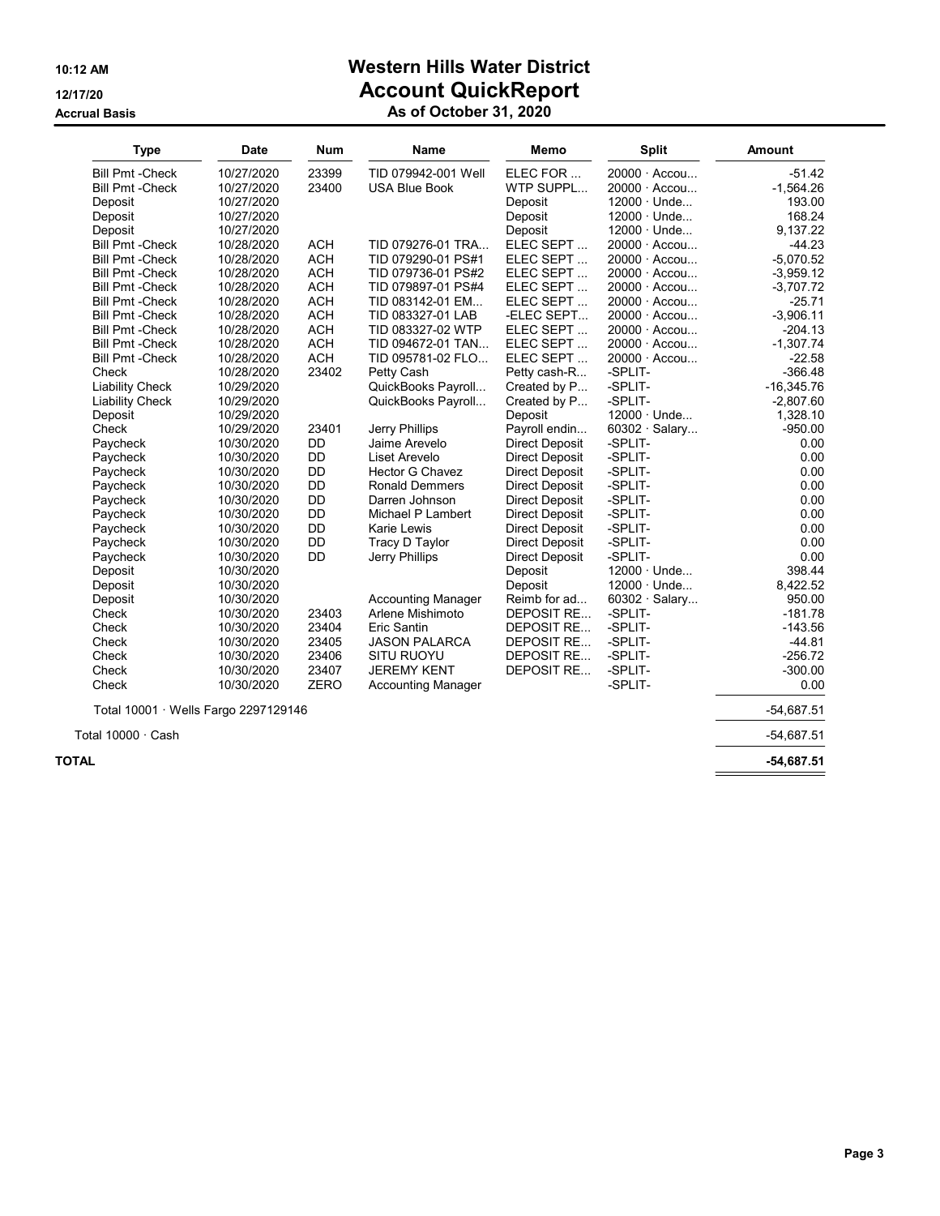# Western Hills Water District

## Account QuickReport

### As of October 31, 2020

10:12 AM
12/17/20
Accrual Basis

| Type | Date | Num | Name | Memo | Split | Amount |
|---|---|---|---|---|---|---|
| Bill Pmt -Check | 10/27/2020 | 23399 | TID 079942-001 Well | ELEC FOR ... | 20000 · Accou... | -51.42 |
| Bill Pmt -Check | 10/27/2020 | 23400 | USA Blue Book | WTP SUPPL... | 20000 · Accou... | -1,564.26 |
| Deposit | 10/27/2020 | | | Deposit | 12000 · Unde... | 193.00 |
| Deposit | 10/27/2020 | | | Deposit | 12000 · Unde... | 168.24 |
| Deposit | 10/27/2020 | | | Deposit | 12000 · Unde... | 9,137.22 |
| Bill Pmt -Check | 10/28/2020 | ACH | TID 079276-01 TRA... | ELEC SEPT ... | 20000 · Accou... | -44.23 |
| Bill Pmt -Check | 10/28/2020 | ACH | TID 079290-01 PS#1 | ELEC SEPT ... | 20000 · Accou... | -5,070.52 |
| Bill Pmt -Check | 10/28/2020 | ACH | TID 079736-01 PS#2 | ELEC SEPT ... | 20000 · Accou... | -3,959.12 |
| Bill Pmt -Check | 10/28/2020 | ACH | TID 079897-01 PS#4 | ELEC SEPT ... | 20000 · Accou... | -3,707.72 |
| Bill Pmt -Check | 10/28/2020 | ACH | TID 083142-01 EM... | ELEC SEPT ... | 20000 · Accou... | -25.71 |
| Bill Pmt -Check | 10/28/2020 | ACH | TID 083327-01 LAB | -ELEC SEPT... | 20000 · Accou... | -3,906.11 |
| Bill Pmt -Check | 10/28/2020 | ACH | TID 083327-02 WTP | ELEC SEPT ... | 20000 · Accou... | -204.13 |
| Bill Pmt -Check | 10/28/2020 | ACH | TID 094672-01 TAN... | ELEC SEPT ... | 20000 · Accou... | -1,307.74 |
| Bill Pmt -Check | 10/28/2020 | ACH | TID 095781-02 FLO... | ELEC SEPT ... | 20000 · Accou... | -22.58 |
| Check | 10/28/2020 | 23402 | Petty Cash | Petty cash-R... | -SPLIT- | -366.48 |
| Liability Check | 10/29/2020 | | QuickBooks Payroll... | Created by P... | -SPLIT- | -16,345.76 |
| Liability Check | 10/29/2020 | | QuickBooks Payroll... | Created by P... | -SPLIT- | -2,807.60 |
| Deposit | 10/29/2020 | | | Deposit | 12000 · Unde... | 1,328.10 |
| Check | 10/29/2020 | 23401 | Jerry Phillips | Payroll endin... | 60302 · Salary... | -950.00 |
| Paycheck | 10/30/2020 | DD | Jaime Arevelo | Direct Deposit | -SPLIT- | 0.00 |
| Paycheck | 10/30/2020 | DD | Liset Arevelo | Direct Deposit | -SPLIT- | 0.00 |
| Paycheck | 10/30/2020 | DD | Hector G Chavez | Direct Deposit | -SPLIT- | 0.00 |
| Paycheck | 10/30/2020 | DD | Ronald Demmers | Direct Deposit | -SPLIT- | 0.00 |
| Paycheck | 10/30/2020 | DD | Darren Johnson | Direct Deposit | -SPLIT- | 0.00 |
| Paycheck | 10/30/2020 | DD | Michael P Lambert | Direct Deposit | -SPLIT- | 0.00 |
| Paycheck | 10/30/2020 | DD | Karie Lewis | Direct Deposit | -SPLIT- | 0.00 |
| Paycheck | 10/30/2020 | DD | Tracy D Taylor | Direct Deposit | -SPLIT- | 0.00 |
| Paycheck | 10/30/2020 | DD | Jerry Phillips | Direct Deposit | -SPLIT- | 0.00 |
| Deposit | 10/30/2020 | | | Deposit | 12000 · Unde... | 398.44 |
| Deposit | 10/30/2020 | | | Deposit | 12000 · Unde... | 8,422.52 |
| Deposit | 10/30/2020 | | Accounting Manager | Reimb for ad... | 60302 · Salary... | 950.00 |
| Check | 10/30/2020 | 23403 | Arlene Mishimoto | DEPOSIT RE... | -SPLIT- | -181.78 |
| Check | 10/30/2020 | 23404 | Eric Santin | DEPOSIT RE... | -SPLIT- | -143.56 |
| Check | 10/30/2020 | 23405 | JASON PALARCA | DEPOSIT RE... | -SPLIT- | -44.81 |
| Check | 10/30/2020 | 23406 | SITU RUOYU | DEPOSIT RE... | -SPLIT- | -256.72 |
| Check | 10/30/2020 | 23407 | JEREMY KENT | DEPOSIT RE... | -SPLIT- | -300.00 |
| Check | 10/30/2020 | ZERO | Accounting Manager | | -SPLIT- | 0.00 |
| Total 10001 · Wells Fargo 2297129146 | | | | | | -54,687.51 |
| Total 10000 · Cash | | | | | | -54,687.51 |
| **TOTAL** | | | | | | **-54,687.51** |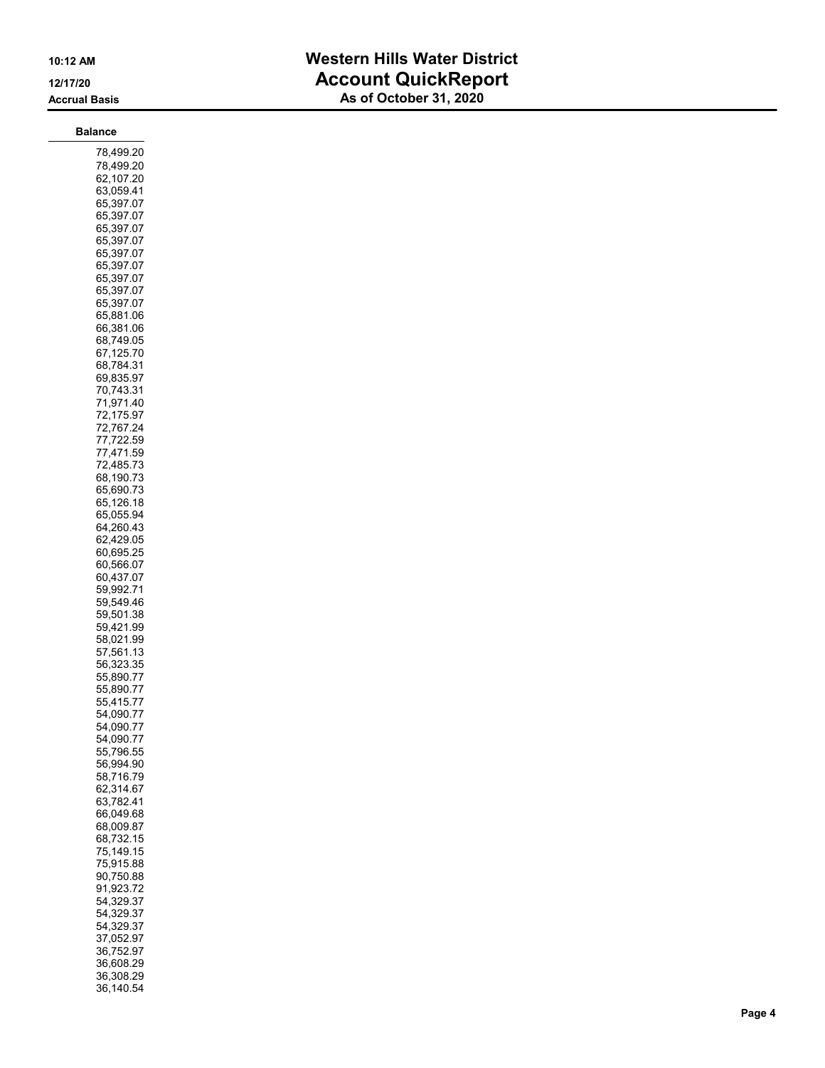# Western Hills Water District
## Account QuickReport
### As of October 31, 2020

10:12 AM
12/17/20
Accrual Basis

| Balance |
| ---: |
| 78,499.20 |
| 78,499.20 |
| 62,107.20 |
| 63,059.41 |
| 65,397.07 |
| 65,397.07 |
| 65,397.07 |
| 65,397.07 |
| 65,397.07 |
| 65,397.07 |
| 65,397.07 |
| 65,397.07 |
| 65,397.07 |
| 65,881.06 |
| 66,381.06 |
| 68,749.05 |
| 67,125.70 |
| 68,784.31 |
| 69,835.97 |
| 70,743.31 |
| 71,971.40 |
| 72,175.97 |
| 72,767.24 |
| 77,722.59 |
| 77,471.59 |
| 72,485.73 |
| 68,190.73 |
| 65,690.73 |
| 65,126.18 |
| 65,055.94 |
| 64,260.43 |
| 62,429.05 |
| 60,695.25 |
| 60,566.07 |
| 60,437.07 |
| 59,992.71 |
| 59,549.46 |
| 59,501.38 |
| 59,421.99 |
| 58,021.99 |
| 57,561.13 |
| 56,323.35 |
| 55,890.77 |
| 55,890.77 |
| 55,415.77 |
| 54,090.77 |
| 54,090.77 |
| 54,090.77 |
| 55,796.55 |
| 56,994.90 |
| 58,716.79 |
| 62,314.67 |
| 63,782.41 |
| 66,049.68 |
| 68,009.87 |
| 68,732.15 |
| 75,149.15 |
| 75,915.88 |
| 90,750.88 |
| 91,923.72 |
| 54,329.37 |
| 54,329.37 |
| 54,329.37 |
| 37,052.97 |
| 36,752.97 |
| 36,608.29 |
| 36,308.29 |
| 36,140.54 |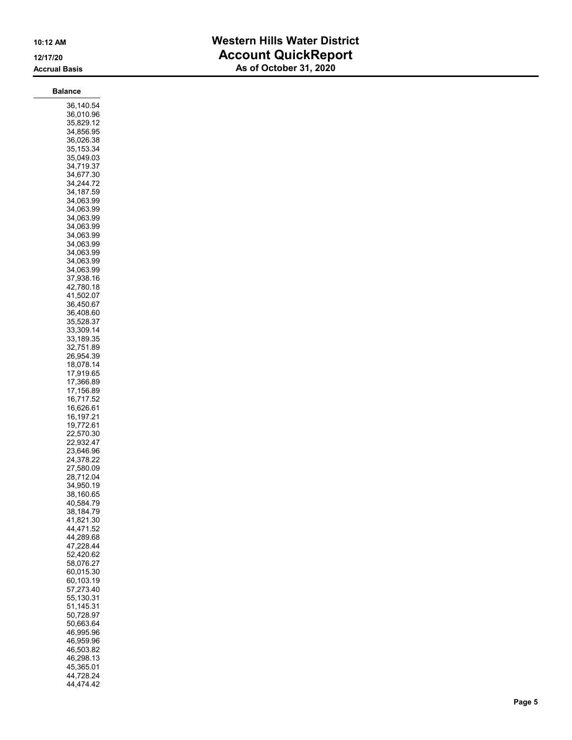# Western Hills Water District
## Account QuickReport
### As of October 31, 2020

10:12 AM
12/17/20
Accrual Basis

| Balance |
|---|
| 36,140.54 |
| 36,010.96 |
| 35,829.12 |
| 34,856.95 |
| 36,026.38 |
| 35,153.34 |
| 35,049.03 |
| 34,719.37 |
| 34,677.30 |
| 34,244.72 |
| 34,187.59 |
| 34,063.99 |
| 34,063.99 |
| 34,063.99 |
| 34,063.99 |
| 34,063.99 |
| 34,063.99 |
| 34,063.99 |
| 34,063.99 |
| 34,063.99 |
| 37,938.16 |
| 42,780.18 |
| 41,502.07 |
| 36,450.67 |
| 36,408.60 |
| 35,528.37 |
| 33,309.14 |
| 33,189.35 |
| 32,751.89 |
| 26,954.39 |
| 18,078.14 |
| 17,919.65 |
| 17,366.89 |
| 17,156.89 |
| 16,717.52 |
| 16,626.61 |
| 16,197.21 |
| 19,772.61 |
| 22,570.30 |
| 22,932.47 |
| 23,646.96 |
| 24,378.22 |
| 27,580.09 |
| 28,712.04 |
| 34,950.19 |
| 38,160.65 |
| 40,584.79 |
| 38,184.79 |
| 41,821.30 |
| 44,471.52 |
| 44,289.68 |
| 47,228.44 |
| 52,420.62 |
| 58,076.27 |
| 60,015.30 |
| 60,103.19 |
| 57,273.40 |
| 55,130.31 |
| 51,145.31 |
| 50,728.97 |
| 50,663.64 |
| 46,995.96 |
| 46,959.96 |
| 46,503.82 |
| 46,298.13 |
| 45,365.01 |
| 44,728.24 |
| 44,474.42 |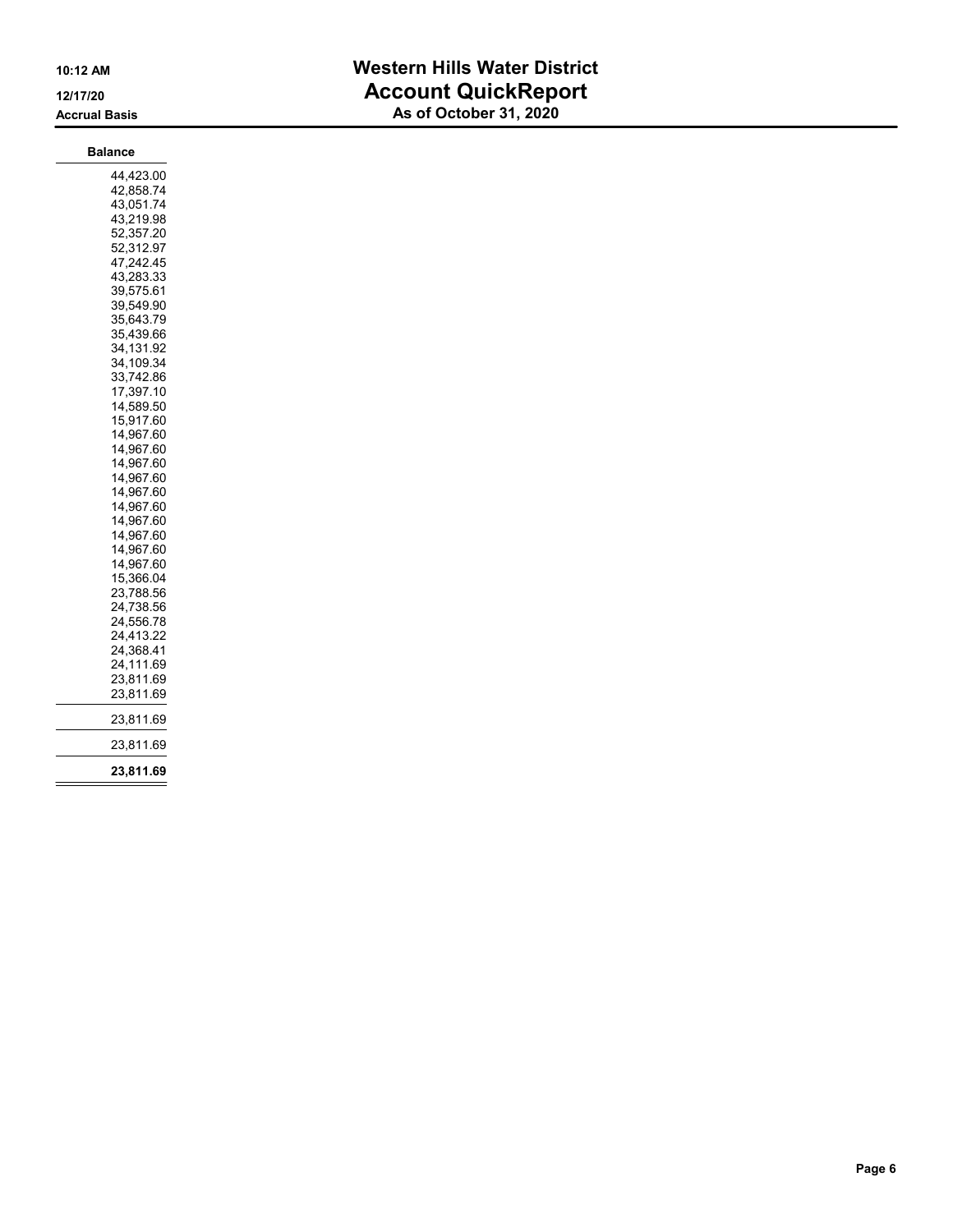# Western Hills Water District

## Account QuickReport

### As of October 31, 2020

10:12 AM
12/17/20
Accrual Basis

| Balance |
|---|
| 44,423.00 |
| 42,858.74 |
| 43,051.74 |
| 43,219.98 |
| 52,357.20 |
| 52,312.97 |
| 47,242.45 |
| 43,283.33 |
| 39,575.61 |
| 39,549.90 |
| 35,643.79 |
| 35,439.66 |
| 34,131.92 |
| 34,109.34 |
| 33,742.86 |
| 17,397.10 |
| 14,589.50 |
| 15,917.60 |
| 14,967.60 |
| 14,967.60 |
| 14,967.60 |
| 14,967.60 |
| 14,967.60 |
| 14,967.60 |
| 14,967.60 |
| 14,967.60 |
| 14,967.60 |
| 14,967.60 |
| 15,366.04 |
| 23,788.56 |
| 24,738.56 |
| 24,556.78 |
| 24,413.22 |
| 24,368.41 |
| 24,111.69 |
| 23,811.69 |
| 23,811.69 |
| 23,811.69 |
| 23,811.69 |
| **23,811.69** |